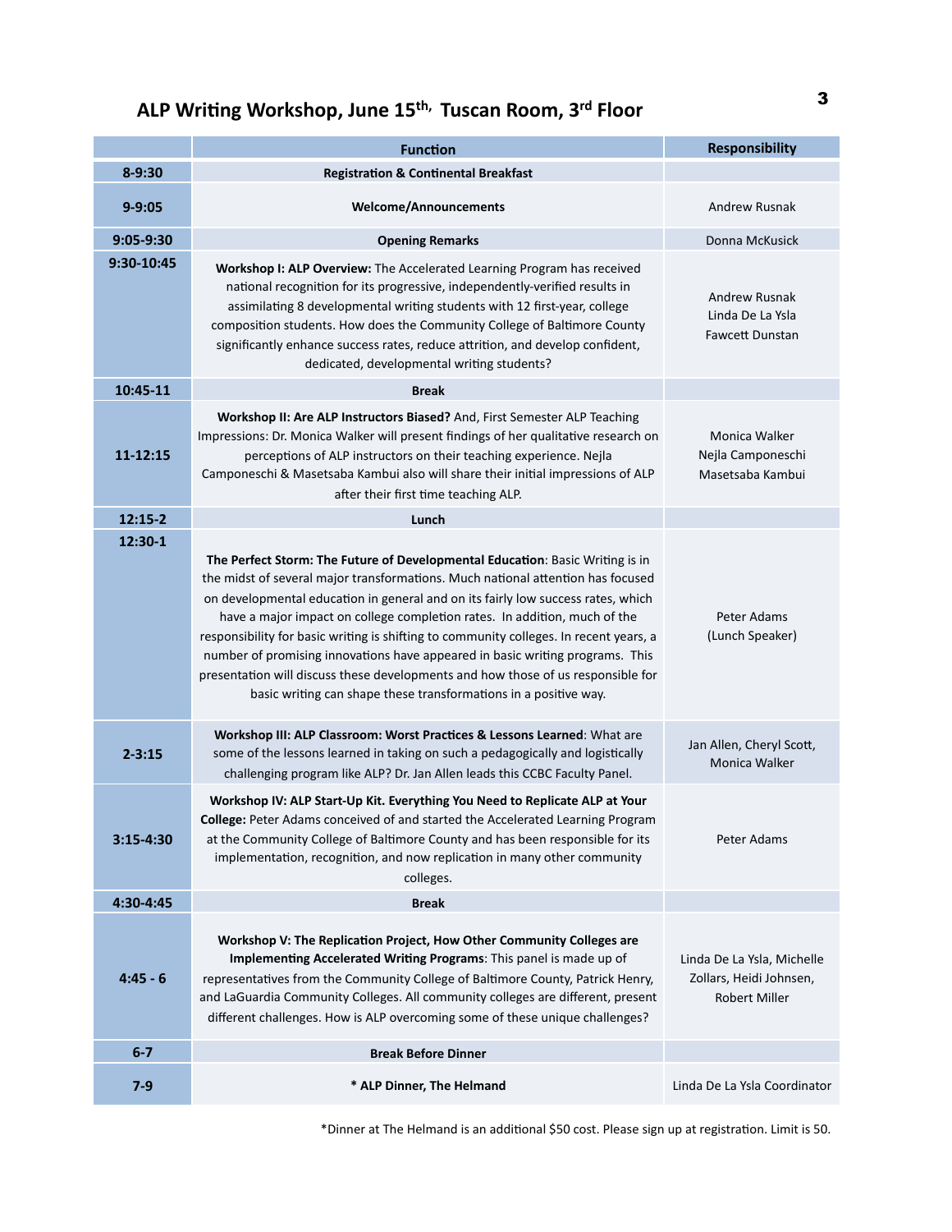## ALP Writing Workshop, June 15th, Tuscan Room, 3rd Floor

| | Function | Responsibility |
|---|---|---|
| 8-9:30 | **Registration & Continental Breakfast** | |
| 9-9:05 | **Welcome/Announcements** | Andrew Rusnak |
| 9:05-9:30 | **Opening Remarks** | Donna McKusick |
| 9:30-10:45 | **Workshop I: ALP Overview:** The Accelerated Learning Program has received national recognition for its progressive, independently-verified results in assimilating 8 developmental writing students with 12 first-year, college composition students. How does the Community College of Baltimore County significantly enhance success rates, reduce attrition, and develop confident, dedicated, developmental writing students? | Andrew Rusnak<br>Linda De La Ysla<br>Fawcett Dunstan |
| 10:45-11 | **Break** | |
| 11-12:15 | **Workshop II: Are ALP Instructors Biased?** And, First Semester ALP Teaching Impressions: Dr. Monica Walker will present findings of her qualitative research on perceptions of ALP instructors on their teaching experience. Nejla Camponeschi & Masetsaba Kambui also will share their initial impressions of ALP after their first time teaching ALP. | Monica Walker<br>Nejla Camponeschi<br>Masetsaba Kambui |
| 12:15-2 | **Lunch** | |
| 12:30-1 | **The Perfect Storm: The Future of Developmental Education**: Basic Writing is in the midst of several major transformations. Much national attention has focused on developmental education in general and on its fairly low success rates, which have a major impact on college completion rates. In addition, much of the responsibility for basic writing is shifting to community colleges. In recent years, a number of promising innovations have appeared in basic writing programs. This presentation will discuss these developments and how those of us responsible for basic writing can shape these transformations in a positive way. | Peter Adams<br>(Lunch Speaker) |
| 2-3:15 | **Workshop III: ALP Classroom: Worst Practices & Lessons Learned**: What are some of the lessons learned in taking on such a pedagogically and logistically challenging program like ALP? Dr. Jan Allen leads this CCBC Faculty Panel. | Jan Allen, Cheryl Scott, Monica Walker |
| 3:15-4:30 | **Workshop IV: ALP Start-Up Kit. Everything You Need to Replicate ALP at Your College:** Peter Adams conceived of and started the Accelerated Learning Program at the Community College of Baltimore County and has been responsible for its implementation, recognition, and now replication in many other community colleges. | Peter Adams |
| 4:30-4:45 | **Break** | |
| 4:45 - 6 | **Workshop V: The Replication Project, How Other Community Colleges are Implementing Accelerated Writing Programs**: This panel is made up of representatives from the Community College of Baltimore County, Patrick Henry, and LaGuardia Community Colleges. All community colleges are different, present different challenges. How is ALP overcoming some of these unique challenges? | Linda De La Ysla, Michelle Zollars, Heidi Johnsen, Robert Miller |
| 6-7 | **Break Before Dinner** | |
| 7-9 | **\* ALP Dinner, The Helmand** | Linda De La Ysla Coordinator |

*Dinner at The Helmand is an additional $50 cost. Please sign up at registration. Limit is 50.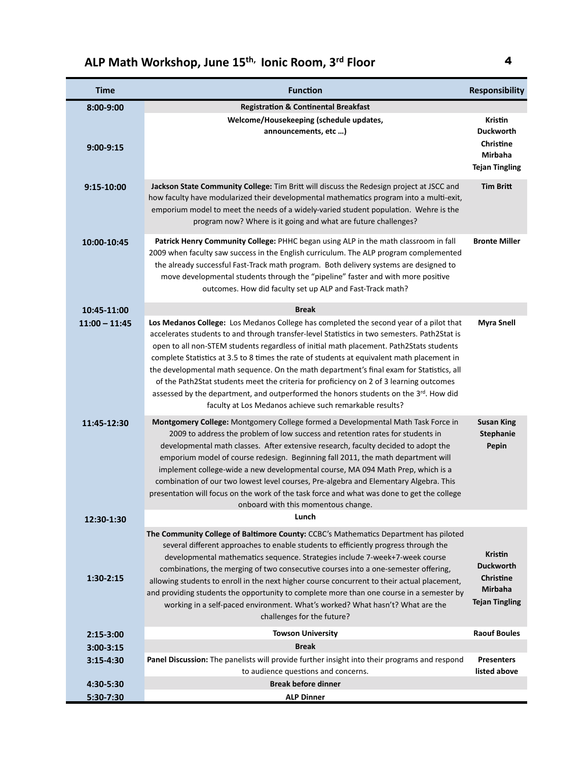## ALP Math Workshop, June 15th, Ionic Room, 3rd Floor

| Time | Function | Responsibility |
| --- | --- | --- |
| 8:00-9:00 | **Registration & Continental Breakfast** | |
| 9:00-9:15 | **Welcome/Housekeeping (schedule updates, announcements, etc …)** | **Kristin Duckworth Christine Mirbaha Tejan Tingling** |
| 9:15-10:00 | **Jackson State Community College:** Tim Britt will discuss the Redesign project at JSCC and how faculty have modularized their developmental mathematics program into a multi-exit, emporium model to meet the needs of a widely-varied student population. Wehre is the program now? Where is it going and what are future challenges? | **Tim Britt** |
| 10:00-10:45 | **Patrick Henry Community College:** PHHC began using ALP in the math classroom in fall 2009 when faculty saw success in the English curriculum. The ALP program complemented the already successful Fast-Track math program. Both delivery systems are designed to move developmental students through the "pipeline" faster and with more positive outcomes. How did faculty set up ALP and Fast-Track math? | **Bronte Miller** |
| 10:45-11:00 | **Break** | |
| 11:00 – 11:45 | **Los Medanos College:** Los Medanos College has completed the second year of a pilot that accelerates students to and through transfer-level Statistics in two semesters. Path2Stat is open to all non-STEM students regardless of initial math placement. Path2Stats students complete Statistics at 3.5 to 8 times the rate of students at equivalent math placement in the developmental math sequence. On the math department's final exam for Statistics, all of the Path2Stat students meet the criteria for proficiency on 2 of 3 learning outcomes assessed by the department, and outperformed the honors students on the 3rd. How did faculty at Los Medanos achieve such remarkable results? | **Myra Snell** |
| 11:45-12:30 | **Montgomery College:** Montgomery College formed a Developmental Math Task Force in 2009 to address the problem of low success and retention rates for students in developmental math classes. After extensive research, faculty decided to adopt the emporium model of course redesign. Beginning fall 2011, the math department will implement college-wide a new developmental course, MA 094 Math Prep, which is a combination of our two lowest level courses, Pre-algebra and Elementary Algebra. This presentation will focus on the work of the task force and what was done to get the college onboard with this momentous change. | **Susan King Stephanie Pepin** |
| 12:30-1:30 | **Lunch** | |
| 1:30-2:15 | **The Community College of Baltimore County:** CCBC's Mathematics Department has piloted several different approaches to enable students to efficiently progress through the developmental mathematics sequence. Strategies include 7-week+7-week course combinations, the merging of two consecutive courses into a one-semester offering, allowing students to enroll in the next higher course concurrent to their actual placement, and providing students the opportunity to complete more than one course in a semester by working in a self-paced environment. What's worked? What hasn't? What are the challenges for the future? | **Kristin Duckworth Christine Mirbaha Tejan Tingling** |
| 2:15-3:00 | **Towson University** | **Raouf Boules** |
| 3:00-3:15 | **Break** | |
| 3:15-4:30 | **Panel Discussion:** The panelists will provide further insight into their programs and respond to audience questions and concerns. | **Presenters listed above** |
| 4:30-5:30 | **Break before dinner** | |
| 5:30-7:30 | **ALP Dinner** | |